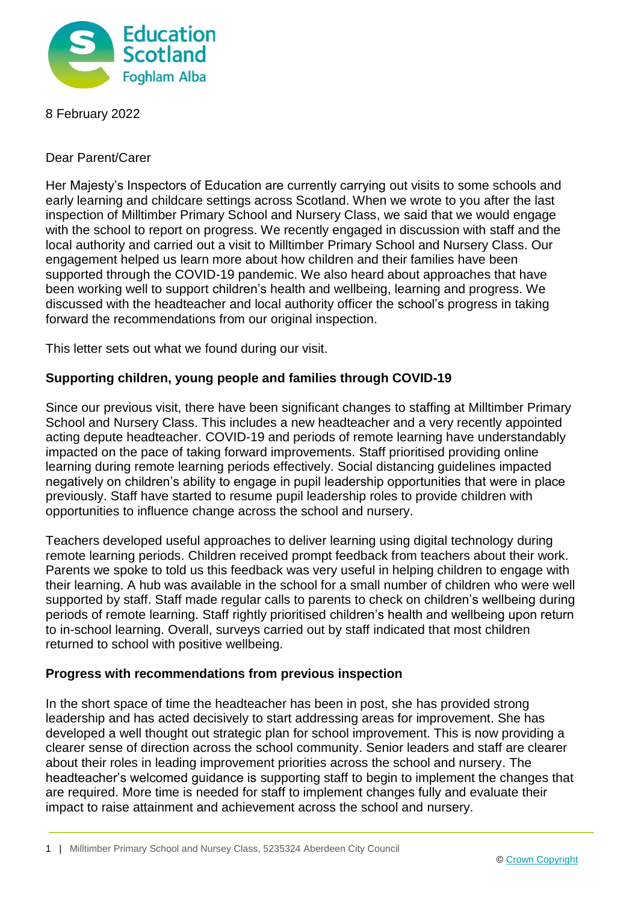8 February 2022

Dear Parent/Carer

Her Majesty's Inspectors of Education are currently carrying out visits to some schools and early learning and childcare settings across Scotland. When we wrote to you after the last inspection of Milltimber Primary School and Nursery Class, we said that we would engage with the school to report on progress. We recently engaged in discussion with staff and the local authority and carried out a visit to Milltimber Primary School and Nursery Class. Our engagement helped us learn more about how children and their families have been supported through the COVID-19 pandemic. We also heard about approaches that have been working well to support children's health and wellbeing, learning and progress. We discussed with the headteacher and local authority officer the school's progress in taking forward the recommendations from our original inspection.

This letter sets out what we found during our visit.

## Supporting children, young people and families through COVID-19

Since our previous visit, there have been significant changes to staffing at Milltimber Primary School and Nursery Class. This includes a new headteacher and a very recently appointed acting depute headteacher. COVID-19 and periods of remote learning have understandably impacted on the pace of taking forward improvements. Staff prioritised providing online learning during remote learning periods effectively. Social distancing guidelines impacted negatively on children's ability to engage in pupil leadership opportunities that were in place previously. Staff have started to resume pupil leadership roles to provide children with opportunities to influence change across the school and nursery.

Teachers developed useful approaches to deliver learning using digital technology during remote learning periods. Children received prompt feedback from teachers about their work. Parents we spoke to told us this feedback was very useful in helping children to engage with their learning. A hub was available in the school for a small number of children who were well supported by staff. Staff made regular calls to parents to check on children's wellbeing during periods of remote learning. Staff rightly prioritised children's health and wellbeing upon return to in-school learning. Overall, surveys carried out by staff indicated that most children returned to school with positive wellbeing.

## Progress with recommendations from previous inspection

In the short space of time the headteacher has been in post, she has provided strong leadership and has acted decisively to start addressing areas for improvement. She has developed a well thought out strategic plan for school improvement. This is now providing a clearer sense of direction across the school community. Senior leaders and staff are clearer about their roles in leading improvement priorities across the school and nursery. The headteacher's welcomed guidance is supporting staff to begin to implement the changes that are required. More time is needed for staff to implement changes fully and evaluate their impact to raise attainment and achievement across the school and nursery.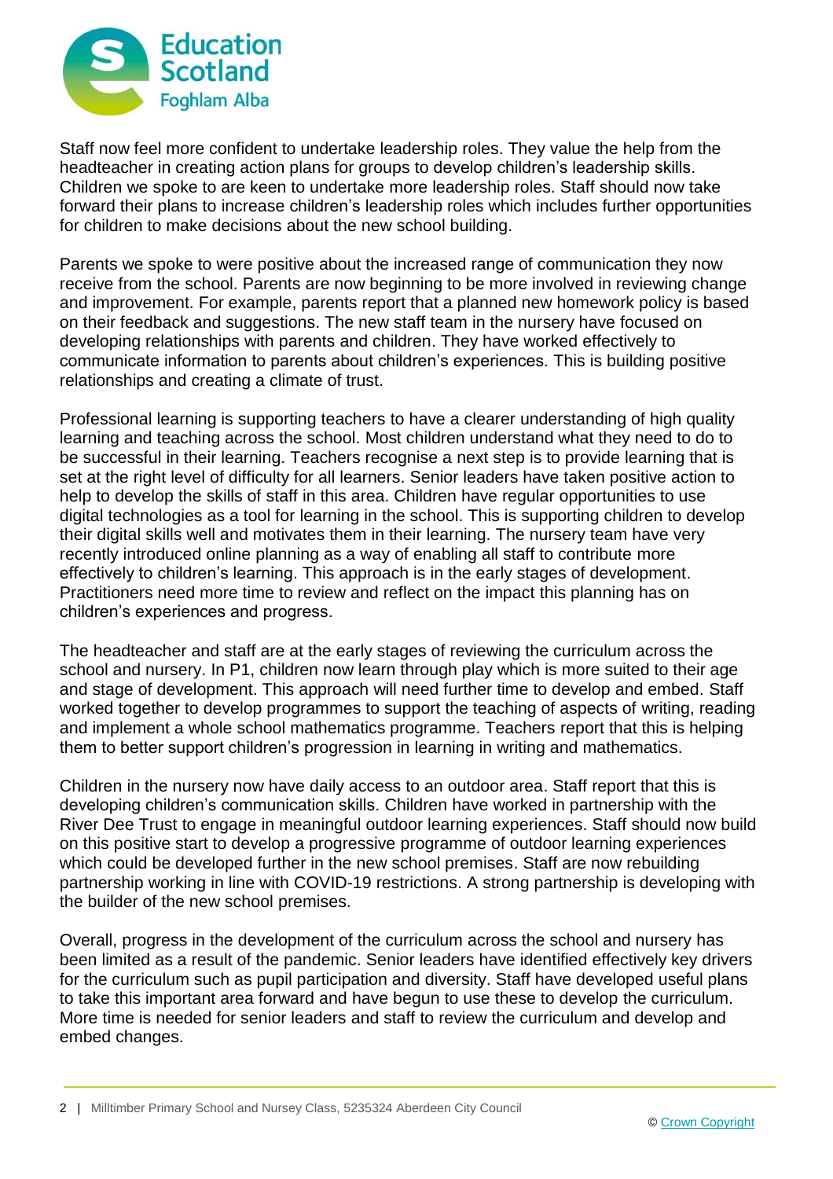Staff now feel more confident to undertake leadership roles. They value the help from the headteacher in creating action plans for groups to develop children's leadership skills. Children we spoke to are keen to undertake more leadership roles. Staff should now take forward their plans to increase children's leadership roles which includes further opportunities for children to make decisions about the new school building.

Parents we spoke to were positive about the increased range of communication they now receive from the school. Parents are now beginning to be more involved in reviewing change and improvement. For example, parents report that a planned new homework policy is based on their feedback and suggestions. The new staff team in the nursery have focused on developing relationships with parents and children. They have worked effectively to communicate information to parents about children's experiences. This is building positive relationships and creating a climate of trust.

Professional learning is supporting teachers to have a clearer understanding of high quality learning and teaching across the school. Most children understand what they need to do to be successful in their learning. Teachers recognise a next step is to provide learning that is set at the right level of difficulty for all learners. Senior leaders have taken positive action to help to develop the skills of staff in this area. Children have regular opportunities to use digital technologies as a tool for learning in the school. This is supporting children to develop their digital skills well and motivates them in their learning. The nursery team have very recently introduced online planning as a way of enabling all staff to contribute more effectively to children's learning. This approach is in the early stages of development. Practitioners need more time to review and reflect on the impact this planning has on children's experiences and progress.

The headteacher and staff are at the early stages of reviewing the curriculum across the school and nursery. In P1, children now learn through play which is more suited to their age and stage of development. This approach will need further time to develop and embed. Staff worked together to develop programmes to support the teaching of aspects of writing, reading and implement a whole school mathematics programme. Teachers report that this is helping them to better support children's progression in learning in writing and mathematics.

Children in the nursery now have daily access to an outdoor area. Staff report that this is developing children's communication skills. Children have worked in partnership with the River Dee Trust to engage in meaningful outdoor learning experiences. Staff should now build on this positive start to develop a progressive programme of outdoor learning experiences which could be developed further in the new school premises. Staff are now rebuilding partnership working in line with COVID-19 restrictions. A strong partnership is developing with the builder of the new school premises.

Overall, progress in the development of the curriculum across the school and nursery has been limited as a result of the pandemic. Senior leaders have identified effectively key drivers for the curriculum such as pupil participation and diversity. Staff have developed useful plans to take this important area forward and have begun to use these to develop the curriculum. More time is needed for senior leaders and staff to review the curriculum and develop and embed changes.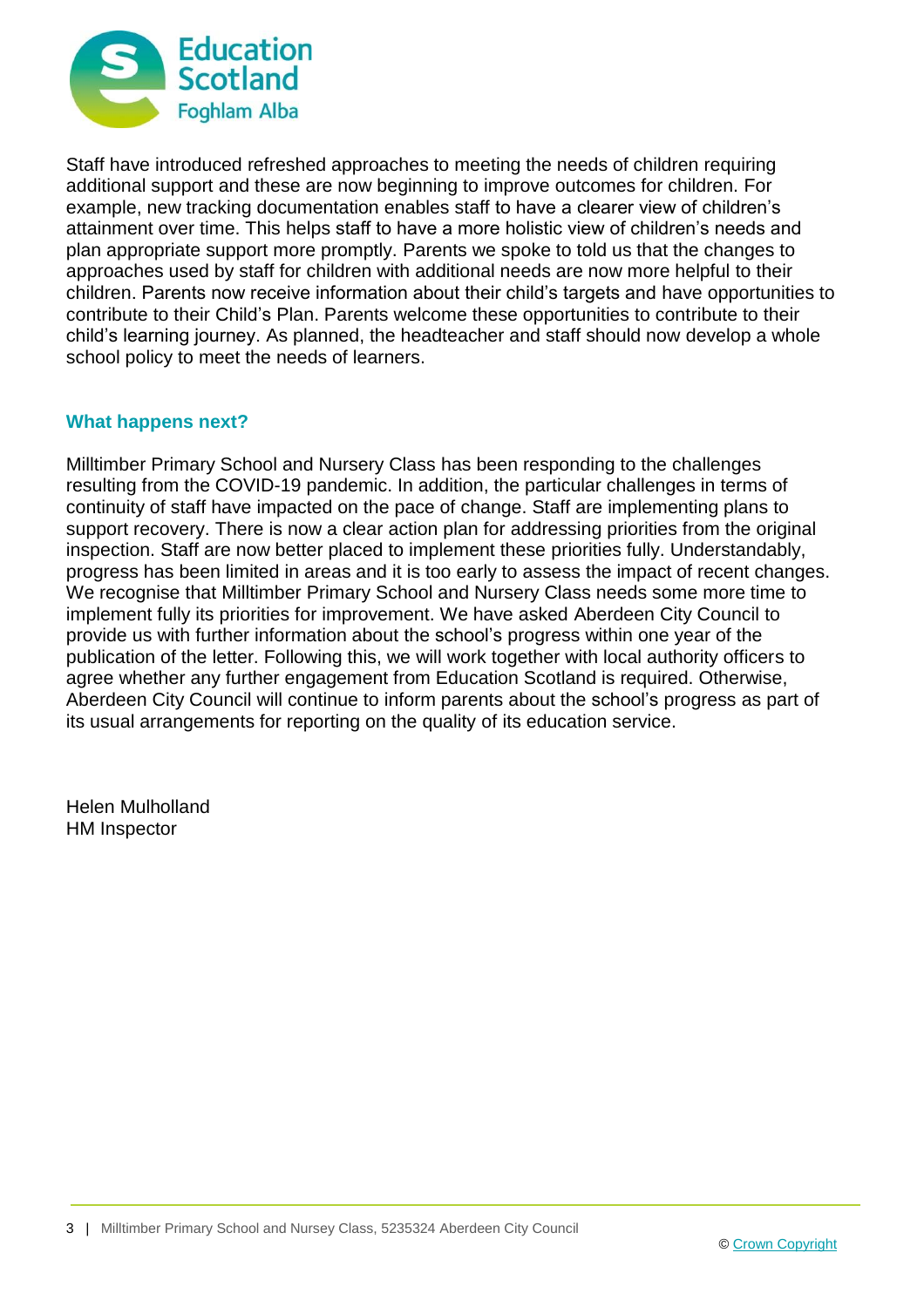Staff have introduced refreshed approaches to meeting the needs of children requiring additional support and these are now beginning to improve outcomes for children. For example, new tracking documentation enables staff to have a clearer view of children's attainment over time. This helps staff to have a more holistic view of children's needs and plan appropriate support more promptly. Parents we spoke to told us that the changes to approaches used by staff for children with additional needs are now more helpful to their children. Parents now receive information about their child's targets and have opportunities to contribute to their Child's Plan. Parents welcome these opportunities to contribute to their child's learning journey. As planned, the headteacher and staff should now develop a whole school policy to meet the needs of learners.

### What happens next?

Milltimber Primary School and Nursery Class has been responding to the challenges resulting from the COVID-19 pandemic. In addition, the particular challenges in terms of continuity of staff have impacted on the pace of change. Staff are implementing plans to support recovery. There is now a clear action plan for addressing priorities from the original inspection. Staff are now better placed to implement these priorities fully. Understandably, progress has been limited in areas and it is too early to assess the impact of recent changes. We recognise that Milltimber Primary School and Nursery Class needs some more time to implement fully its priorities for improvement. We have asked Aberdeen City Council to provide us with further information about the school's progress within one year of the publication of the letter. Following this, we will work together with local authority officers to agree whether any further engagement from Education Scotland is required. Otherwise, Aberdeen City Council will continue to inform parents about the school's progress as part of its usual arrangements for reporting on the quality of its education service.

Helen Mulholland
HM Inspector